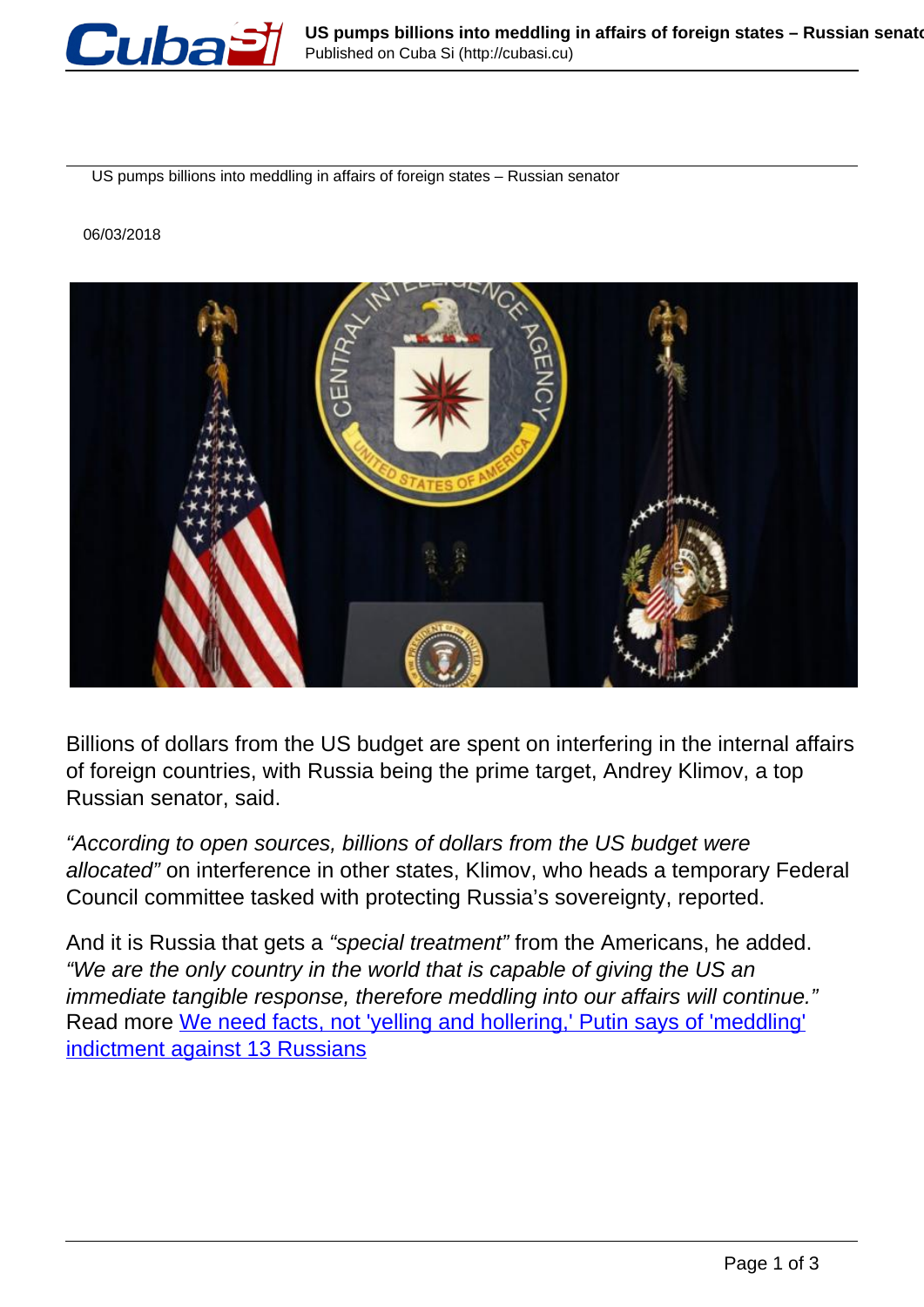US pumps billions into meddling in affairs of foreign states – Russian senator

06/03/2018

Billions of dollars from the US budget are spent on interfering in the internal affairs of foreign countries, with Russia being the prime target, Andrey Klimov, a top Russian senator, said.

*"According to open sources, billions of dollars from the US budget were allocated"* on interference in other states, Klimov, who heads a temporary Federal Council committee tasked with protecting Russia's sovereignty, reported.

And it is Russia that gets a *"special treatment"* from the Americans, he added. *"We are the only country in the world that is capable of giving the US an immediate tangible response, therefore meddling into our affairs will continue."*
Read more We need facts, not 'yelling and hollering,' Putin says of 'meddling' indictment against 13 Russians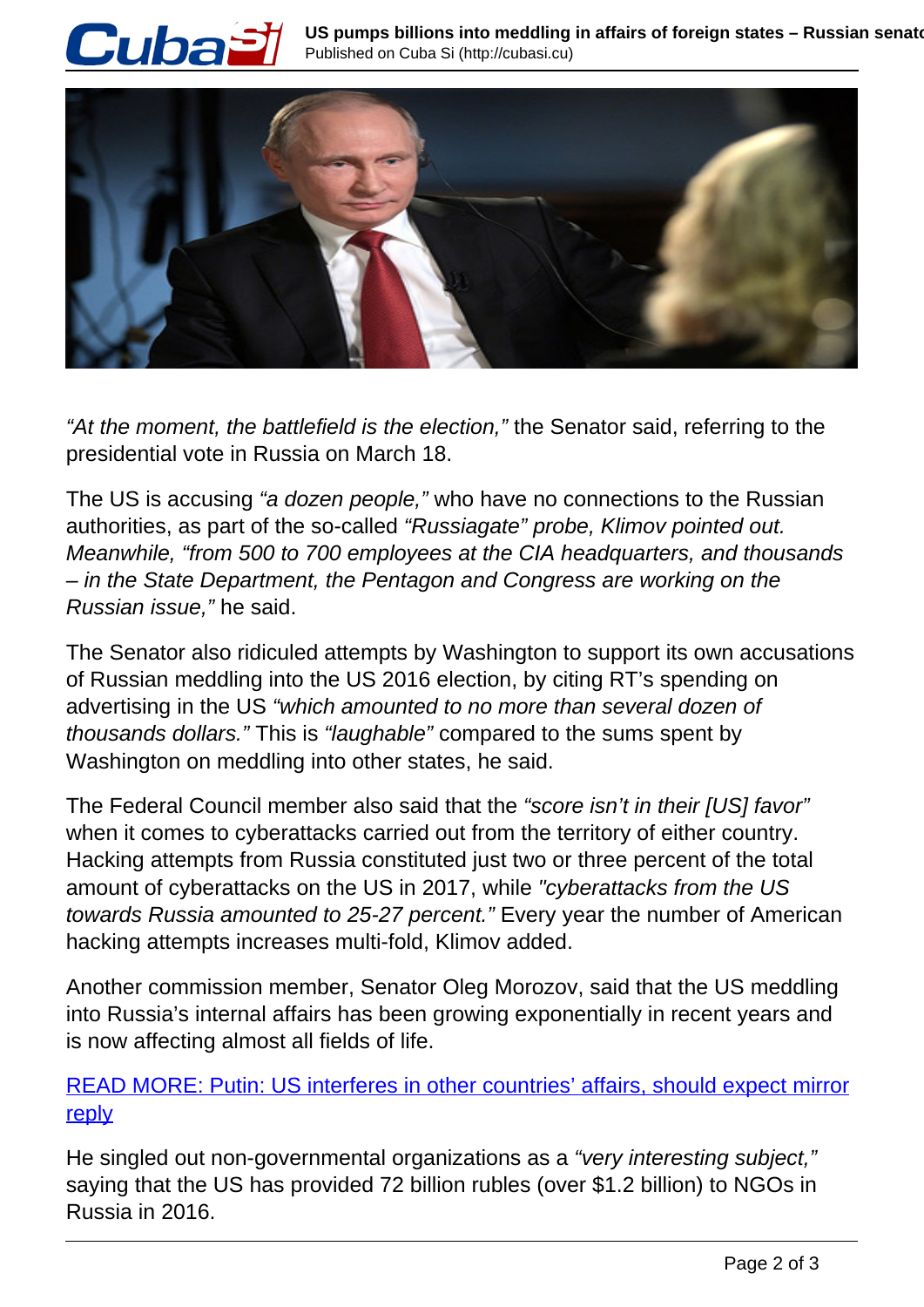*"At the moment, the battlefield is the election,"* the Senator said, referring to the presidential vote in Russia on March 18.

The US is accusing *"a dozen people,"* who have no connections to the Russian authorities, as part of the so-called *"Russiagate" probe, Klimov pointed out. Meanwhile, "from 500 to 700 employees at the CIA headquarters, and thousands – in the State Department, the Pentagon and Congress are working on the Russian issue,"* he said.

The Senator also ridiculed attempts by Washington to support its own accusations of Russian meddling into the US 2016 election, by citing RT's spending on advertising in the US *"which amounted to no more than several dozen of thousands dollars."* This is *"laughable"* compared to the sums spent by Washington on meddling into other states, he said.

The Federal Council member also said that the *"score isn't in their [US] favor"* when it comes to cyberattacks carried out from the territory of either country. Hacking attempts from Russia constituted just two or three percent of the total amount of cyberattacks on the US in 2017, while *"cyberattacks from the US towards Russia amounted to 25-27 percent."* Every year the number of American hacking attempts increases multi-fold, Klimov added.

Another commission member, Senator Oleg Morozov, said that the US meddling into Russia's internal affairs has been growing exponentially in recent years and is now affecting almost all fields of life.

READ MORE: Putin: US interferes in other countries' affairs, should expect mirror reply

He singled out non-governmental organizations as a *"very interesting subject,"* saying that the US has provided 72 billion rubles (over $1.2 billion) to NGOs in Russia in 2016.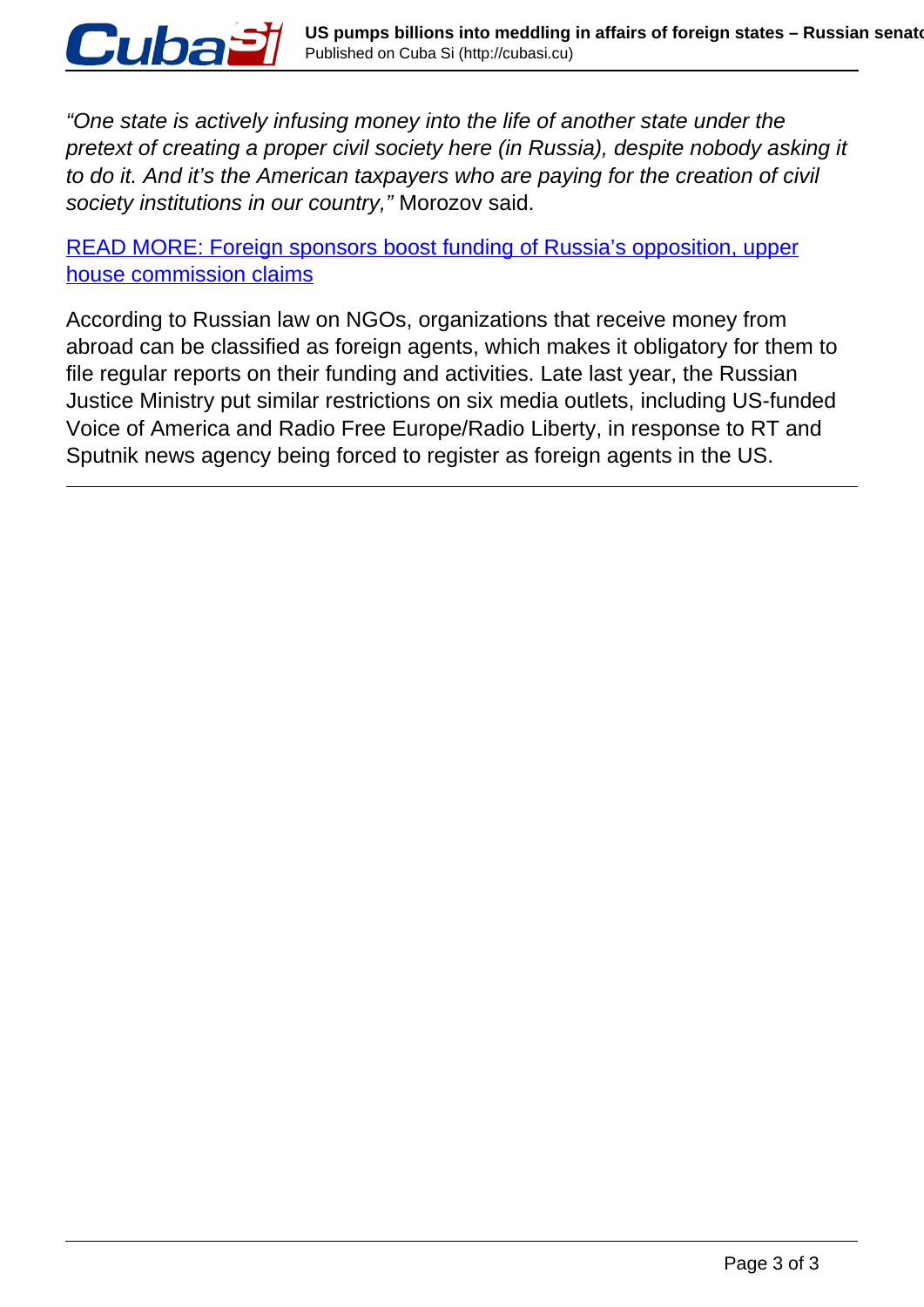*"One state is actively infusing money into the life of another state under the pretext of creating a proper civil society here (in Russia), despite nobody asking it to do it. And it's the American taxpayers who are paying for the creation of civil society institutions in our country,"* Morozov said.

READ MORE: Foreign sponsors boost funding of Russia's opposition, upper house commission claims

According to Russian law on NGOs, organizations that receive money from abroad can be classified as foreign agents, which makes it obligatory for them to file regular reports on their funding and activities. Late last year, the Russian Justice Ministry put similar restrictions on six media outlets, including US-funded Voice of America and Radio Free Europe/Radio Liberty, in response to RT and Sputnik news agency being forced to register as foreign agents in the US.